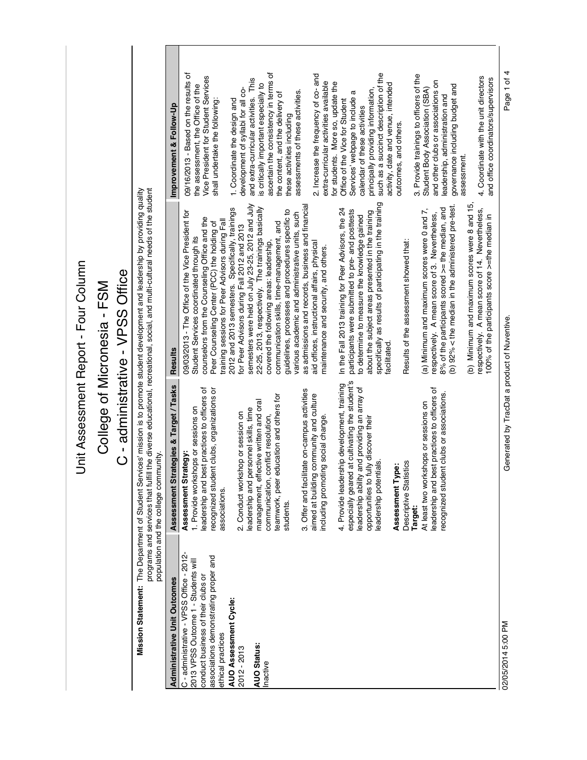# Unit Assessment Report - Four Column

## College of Micronesia - FSM

## C - administrative - VPSS Office

**Mission Statement:** The Department of Student Services' mission is to promote student development and leadership by providing quality programs and services that fulfill the diverse educational, recreational, social, and multi-cultural needs of the student population and the college community.

| Administrative Unit Outcomes | Assessment Strategies & Target / Tasks | Results | Improvement & Follow-Up |
|---|---|---|---|
| C - administrative - VPSS Office - 2012-2013 VPSS Outcome 1 - Students will conduct business of their clubs or associations demonstrating proper and ethical practices<br><br>**AUO Assessment Cycle:**<br>2012 - 2013<br><br>**AUO Status:**<br>Inactive | **Assessment Strategy:**<br>1. Provide workshops or sessions on leadership and best practices to officers of recognized student clubs, organizations or associations.<br><br>2. Conduct workshop or session on leadership and personnel skills, time management, effective written and oral communication, conflict resolution, teamwork, peer education and others for students.<br><br>3. Offer and facilitate on-campus activities aimed at building community and culture including promoting social change.<br><br>4. Provide leadership development, training especially geared at cultivating the student's leadership ability and providing an array of opportunities to fully discover their leadership potentials.<br><br>**Assessment Type:**<br>Descriptive Statistics<br>**Target:**<br>At least two workshops or sessions on leadership and best practices to officers of recognized student clubs or associations. | 09/03/2013 - The Office of the Vice President for Student Services coordinated through its counselors from the Counseling Office and the Peer Counseling Center (PCC) the holding of training sessions for Peer Advisors during Fall 2012 and 2013 semesters. Specifically, trainings for Peer Advisors during Fall 2012 and 2013 semesters were held on July 23-25, 2012 and July 22-25, 2013, respectively. The trainings basically covered the following areas: leadership, communication skills, time-management, and guidelines, processes and procedures specific to various academic and administrative units, such as admissions and records, business and financial aid offices, instructional affairs, physical maintenance and security, and others.<br><br>In the Fall 2013 training for Peer Advisors, the 24 participants were submitted to pre- and posttests to determine to measure the knowledge gained about the subject areas presented in the training specifically as results of participating in the training facilitated.<br><br>Results of the assessment showed that:<br><br>(a) Minimum and maximum scores were 0 and 7, respectively. A mean score of 3. Nevertheless, 8% of the participants scored >= the median, and (b) 92% < the median in the administered pre-test.<br><br>(b) Minimum and maximum scores were 8 and 15, respectively. A mean score of 14. Nevertheless, 100% of the participants score >=the median in | 09/16/2013 - Based on the results of the assessment, the Office of the Vice President for Student Services shall undertake the following:<br><br>1. Coordinate the design and development of syllabi for all co- and extra-curricular activities. This is critically important especially to ascertain the consistency in terms of the content, and the delivery of these activities including assessments of these activities.<br><br>2. Increase the frequency of co- and extra-curricular activities available for students. More so, update the Office of the Vice for Student Services' webpage to include a calendar of these activities principally providing information, such as a succinct description of the activity, date and venue, intended outcomes, and others.<br><br>3. Provide trainings to officers of the Student Body Association (SBA) and other clubs or associations on leadership, administration and governance including budget and assessment.<br><br>4. Coordinate with the unit directors and office coordinators/supervisors |

02/05/2014 5:00 PM    Generated by TracDat a product of Nuventive.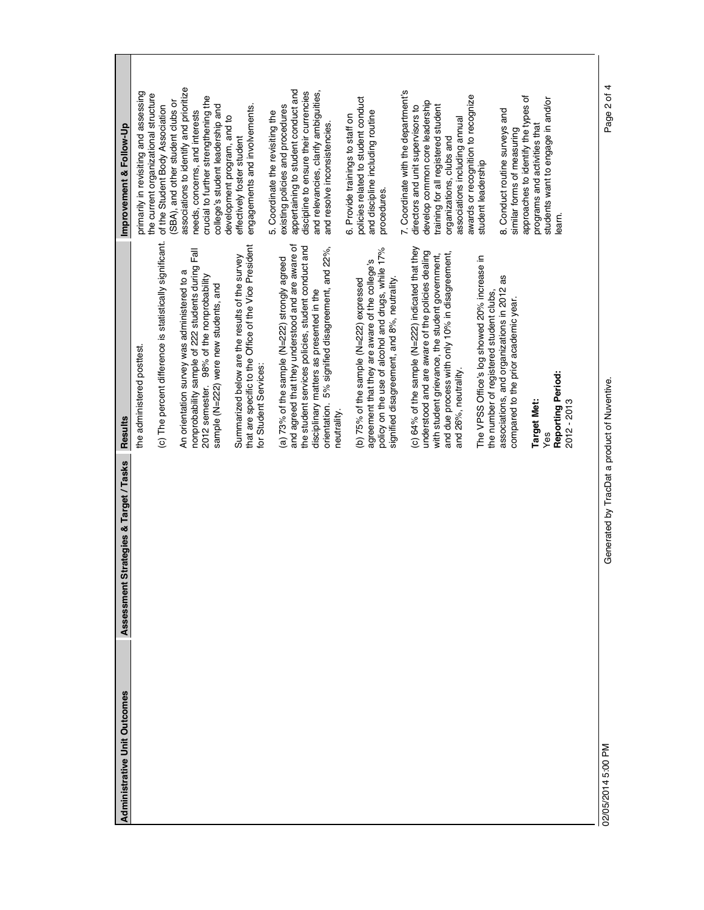| Administrative Unit Outcomes | Assessment Strategies & Target / Tasks | Results | Improvement & Follow-Up |
|---|---|---|---|
| | | the administered posttest.<br><br>(c) The percent difference is statistically significant.<br><br>An orientation survey was administered to a nonprobability sample of 222 students during Fall 2012 semester. 98% of the nonprobability sample (N=222) were new students, and<br><br>Summarized below are the results of the survey that are specific to the Office of the Vice President for Student Services:<br><br>(a) 73% of the sample (N=222) strongly agreed and agreed that they understood and are aware of the student services policies, student conduct and disciplinary matters as presented in the orientation. 5% signified disagreement, and 22%, neutrality.<br><br>(b) 75% of the sample (N=222) expressed agreement that they are aware of the college's policy on the use of alcohol and drugs, while 17% signified disagreement, and 8%, neutrality.<br><br>(c) 64% of the sample (N=222) indicated that they understood and are aware of the policies dealing with student grievance, the student government, and due process with only 10% in disagreement, and 26%, neutrality.<br><br>The VPSS Office's log showed 20% increase in the number of registered student clubs, associations, and organizations in 2012 as compared to the prior academic year.<br><br>**Target Met:**<br>Yes<br>**Reporting Period:**<br>2012 - 2013 | primarily in revisiting and assessing the current organizational structure of the Student Body Association (SBA), and other student clubs or associations to identify and prioritize needs, concerns, and interests crucial to further strengthening the college's student leadership and development program, and to effectively foster student engagements and involvements.<br><br>5. Coordinate the revisiting the existing policies and procedures appertaining to student conduct and discipline to ensure their currencies and relevancies, clarify ambiguities, and resolve inconsistencies.<br><br>6. Provide trainings to staff on policies related to student conduct and discipline including routine procedures.<br><br>7. Coordinate with the department's directors and unit supervisors to develop common core leadership training for all registered student organizations, clubs and associations including annual awards or recognition to recognize student leadership<br><br>8. Conduct routine surveys and similar forms of measuring approaches to identify the types of programs and activities that students want to engage in and/or learn. |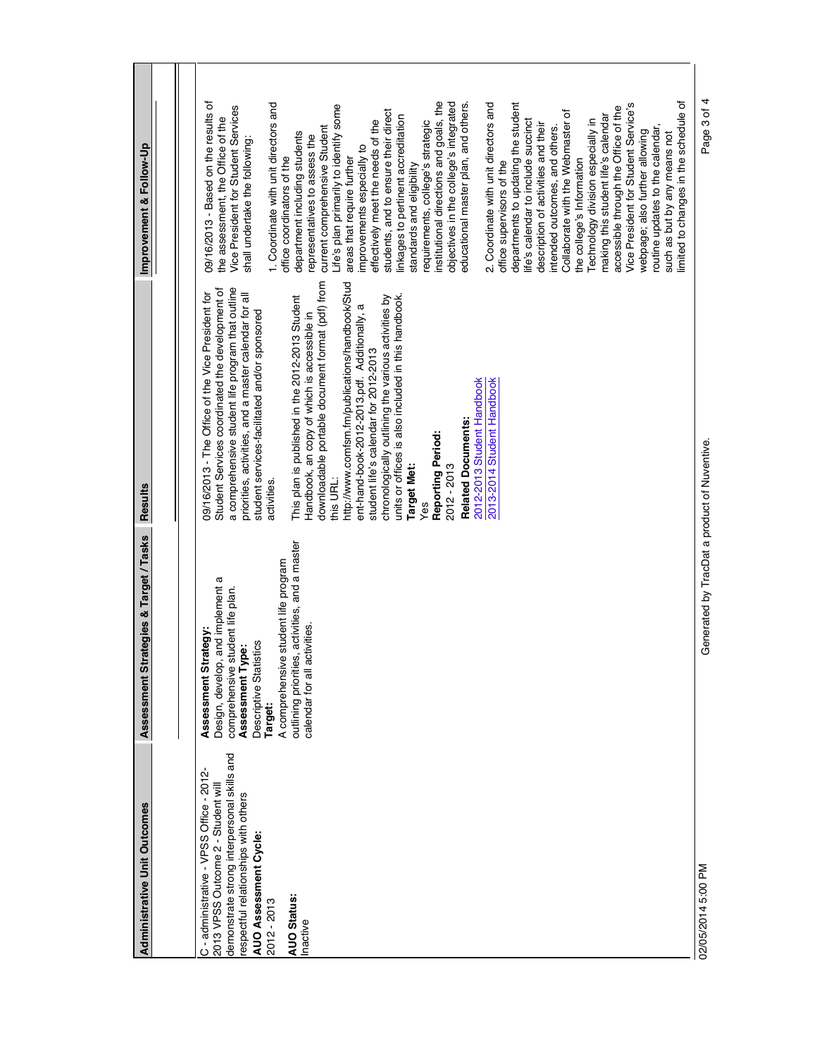| Administrative Unit Outcomes | Assessment Strategies & Target / Tasks | Results | Improvement & Follow-Up |
|---|---|---|---|
| C - administrative - VPSS Office - 2012-2013 VPSS Outcome 2 - Student will demonstrate strong interpersonal skills and respectful relationships with others<br>**AUO Assessment Cycle:**<br>2012 - 2013<br>**AUO Status:**<br>Inactive | **Assessment Strategy:**<br>Design, develop, and implement a comprehensive student life plan.<br>**Assessment Type:**<br>Descriptive Statistics<br>**Target:**<br>A comprehensive student life program outlining priorities, activities, and a master calendar for all activities. | 09/16/2013 - The Office of the Vice President for Student Services coordinated the development of a comprehensive student life program that outline priorities, activities, and a master calendar for all student services-facilitated and/or sponsored activities.<br><br>This plan is published in the 2012-2013 Student Handbook, an copy of which is accessible in downloadable portable document format (pdf) from this URL:<br>http://www.comfsm.fm/publications/handbook/Student-hand-book-2012-2013.pdf. Additionally, a student life's calendar for 2012-2013 chronologically outlining the various activities by units or offices is also included in this handbook.<br>**Target Met:**<br>Yes<br>**Reporting Period:**<br>2012 - 2013<br>**Related Documents:**<br>2012-2013 Student Handbook<br>2013-2014 Student Handbook | 09/16/2013 - Based on the results of the assessment, the Office of the Vice President for Student Services shall undertake the following:<br><br>1. Coordinate with unit directors and office coordinators of the department including students representatives to assess the current comprehensive Student Life's plan primarily to identify some areas that require further improvements especially to effectively meet the needs of the students, and to ensure their direct linkages to pertinent accreditation standards and eligibility requirements, college's strategic institutional directions and goals, the objectives in the college's integrated educational master plan, and others.<br><br>2. Coordinate with unit directors and office supervisors of the departments to updating the student life's calendar to include succinct description of activities and their intended outcomes, and others. Collaborate with the Webmaster of the college's Information Technology division especially in making this student life's calendar accessible through the Office of the Vice President for Student Service's webpage; also further allowing routine updates to the calendar, such as but by any means not limited to changes in the schedule of |

Generated by TracDat a product of Nuventive.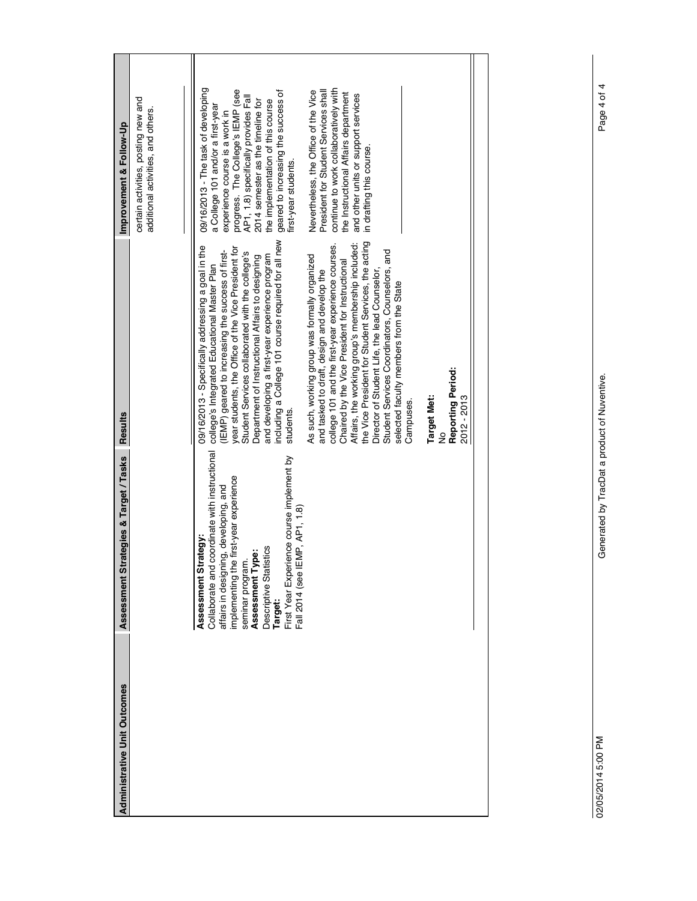| Administrative Unit Outcomes | Assessment Strategies & Target / Tasks | Results | Improvement & Follow-Up |
|---|---|---|---|
| | | | certain activities, posting new and additional activities, and others. |
| | **Assessment Strategy:**<br>Collaborate and coordinate with instructional affairs in designing, developing, and implementing the first-year experience seminar program.<br>**Assessment Type:**<br>Descriptive Statistics<br>**Target:**<br>First Year Experience course implement by Fall 2014 (see IEMP, AP1, 1.8) | 09/16/2013 - Specifically addressing a goal in the college's Integrated Educational Master Plan (IEMP) geared to increasing the success of first-year students, the Office of the Vice President for Student Services collaborated with the college's Department of Instructional Affairs to designing and developing a first-year experience program including a College 101 course required for all new students.<br><br>As such, working group was formally organized and tasked to draft, design and develop the college 101 and the first-year experience courses. Chaired by the Vice President for Instructional Affairs, the working group's membership included: the Vice President for Student Services, the acting Director of Student Life, the lead Counselor, Student Services Coordinators, Counselors, and selected faculty members from the State Campuses.<br><br>**Target Met:**<br>No<br>**Reporting Period:**<br>2012 - 2013 | 09/16/2013 - The task of developing a College 101 and/or a first-year experience course is a work in progress. The College's IEMP (see AP1, 1.8) specifically provides Fall 2014 semester as the timeline for the implementation of this course geared to increasing the success of first-year students.<br><br>Nevertheless, the Office of the Vice President for Student Services shall continue to work collaboratively with the Instructional Affairs department and other units or support services in drafting this course. |